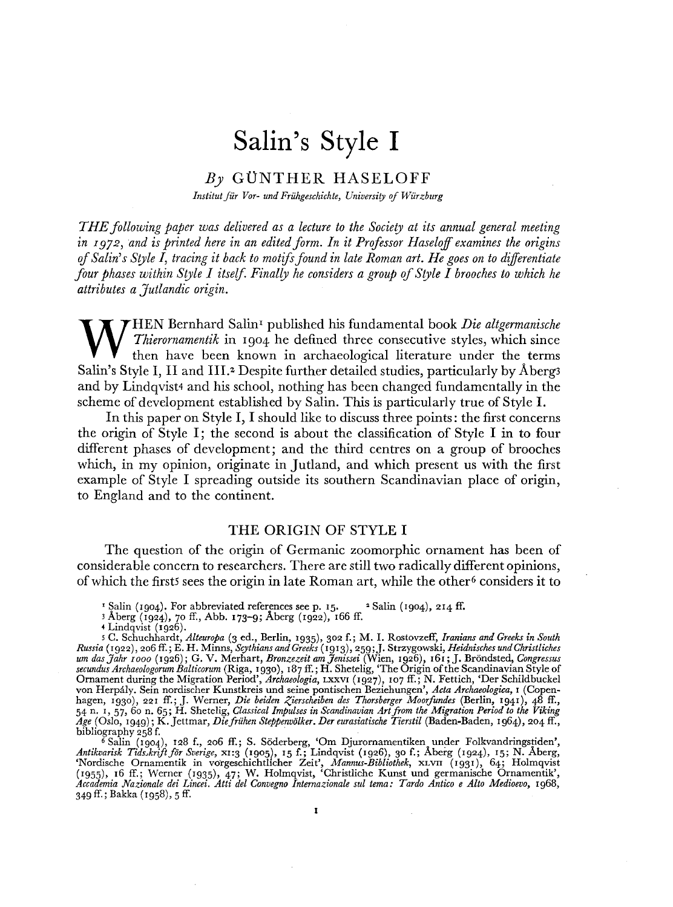# Salin's Style I

*By* GÜNTHER HASELOFF

*Institut für Vor- und Frühgeschichte, University of Würzburg*

*THE following paper was delivered as a lecture to the Society at its annual general meeting in 1972, and is printed here in an edited form. In it Professor Haseloff examines the origins of Salin's Style I, tracing it back to motifs found in late Roman art. He goes on to differentiate four phases within Style I itself. Finally he considers a group of Style I brooches to which he attributes a Jutlandic origin.*

WHEN Bernhard Salin[1] published his fundamental book *Die altgermanische Thierornamentik* in 1904 he defined three consecutive styles, which since then have been known in archaeological literature under the terms Salin's Style I, II and III.[2] Despite further detailed studies, particularly by Åberg[3] and by Lindqvist[4] and his school, nothing has been changed fundamentally in the scheme of development established by Salin. This is particularly true of Style I.

In this paper on Style I, I should like to discuss three points: the first concerns the origin of Style I; the second is about the classification of Style I in to four different phases of development; and the third centres on a group of brooches which, in my opinion, originate in Jutland, and which present us with the first example of Style I spreading outside its southern Scandinavian place of origin, to England and to the continent.

## THE ORIGIN OF STYLE I

The question of the origin of Germanic zoomorphic ornament has been of considerable concern to researchers. There are still two radically different opinions, of which the first[5] sees the origin in late Roman art, while the other[6] considers it to

[1] Salin (1904). For abbreviated references see p. 15. [2] Salin (1904), 214 ff.

[3] Åberg (1924), 70 ff., Abb. 173–9; Åberg (1922), 166 ff.

[4] Lindqvist (1926).

[5] C. Schuchhardt, *Alteuropa* (3 ed., Berlin, 1935), 302 f.; M. I. Rostovzeff, *Iranians and Greeks in South Russia* (1922), 206 ff.; E. H. Minns, *Scythians and Greeks* (1913), 259; J. Strzygowski, *Heidnisches und Christliches um das Jahr 1000* (1926); G. V. Merhart, *Bronzezeit am Jenissei* (Wien, 1926), 161; J. Bröndsted, *Congressus secundus Archaeologorum Balticorum* (Riga, 1930), 187 ff.; H. Shetelig, 'The Origin of the Scandinavian Style of Ornament during the Migration Period', *Archaeologia*, LXXVI (1927), 107 ff.; N. Fettich, 'Der Schildbuckel von Herpály. Sein nordischer Kunstkreis und seine pontischen Beziehungen', *Acta Archaeologica*, I (Copenhagen, 1930), 221 ff.; J. Werner, *Die beiden Zierscheiben des Thorsberger Moorfundes* (Berlin, 1941), 48 ff., 54 n. 1, 57, 60 n. 65; H. Shetelig, *Classical Impulses in Scandinavian Art from the Migration Period to the Viking Age* (Oslo, 1949); K. Jettmar, *Die frühen Steppenvölker. Der eurasiatische Tierstil* (Baden-Baden, 1964), 204 ff., bibliography 258 f.

[6] Salin (1904), 128 f., 206 ff.; S. Söderberg, 'Om Djurornamentiken under Folkvandringstiden', *Antikvarisk Tidskrift för Sverige*, XI:3 (1905), 15 f.; Lindqvist (1926), 30 f.; Åberg (1924), 15; N. Åberg, 'Nordische Ornamentik in vorgeschichtlicher Zeit', *Mannus-Bibliothek*, XLVII (1931), 64; Holmqvist (1955), 16 ff.; Werner (1935), 47; W. Holmqvist, 'Christliche Kunst und germanische Ornamentik', *Accademia Nazionale dei Lincei. Atti del Convegno Internazionale sul tema: Tardo Antico e Alto Medioevo*, 1968, 349 ff.; Bakka (1958), 5 ff.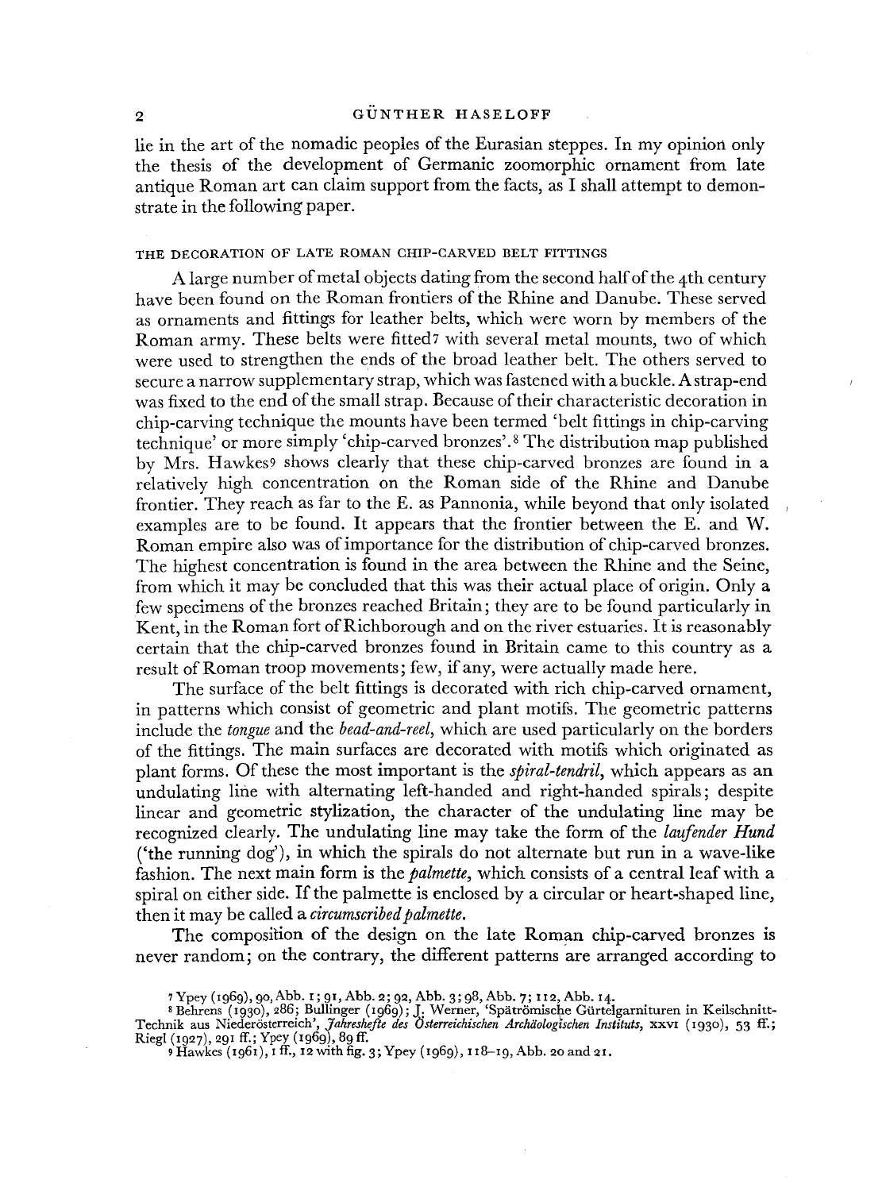lie in the art of the nomadic peoples of the Eurasian steppes. In my opinion only the thesis of the development of Germanic zoomorphic ornament from late antique Roman art can claim support from the facts, as I shall attempt to demonstrate in the following paper.

## THE DECORATION OF LATE ROMAN CHIP-CARVED BELT FITTINGS

A large number of metal objects dating from the second half of the 4th century have been found on the Roman frontiers of the Rhine and Danube. These served as ornaments and fittings for leather belts, which were worn by members of the Roman army. These belts were fitted[7] with several metal mounts, two of which were used to strengthen the ends of the broad leather belt. The others served to secure a narrow supplementary strap, which was fastened with a buckle. A strap-end was fixed to the end of the small strap. Because of their characteristic decoration in chip-carving technique the mounts have been termed 'belt fittings in chip-carving technique' or more simply 'chip-carved bronzes'.[8] The distribution map published by Mrs. Hawkes[9] shows clearly that these chip-carved bronzes are found in a relatively high concentration on the Roman side of the Rhine and Danube frontier. They reach as far to the E. as Pannonia, while beyond that only isolated examples are to be found. It appears that the frontier between the E. and W. Roman empire also was of importance for the distribution of chip-carved bronzes. The highest concentration is found in the area between the Rhine and the Seine, from which it may be concluded that this was their actual place of origin. Only a few specimens of the bronzes reached Britain; they are to be found particularly in Kent, in the Roman fort of Richborough and on the river estuaries. It is reasonably certain that the chip-carved bronzes found in Britain came to this country as a result of Roman troop movements; few, if any, were actually made here.

The surface of the belt fittings is decorated with rich chip-carved ornament, in patterns which consist of geometric and plant motifs. The geometric patterns include the *tongue* and the *bead-and-reel*, which are used particularly on the borders of the fittings. The main surfaces are decorated with motifs which originated as plant forms. Of these the most important is the *spiral-tendril*, which appears as an undulating line with alternating left-handed and right-handed spirals; despite linear and geometric stylization, the character of the undulating line may be recognized clearly. The undulating line may take the form of the *laufender Hund* ('the running dog'), in which the spirals do not alternate but run in a wave-like fashion. The next main form is the *palmette*, which consists of a central leaf with a spiral on either side. If the palmette is enclosed by a circular or heart-shaped line, then it may be called a *circumscribed palmette.*

The composition of the design on the late Roman chip-carved bronzes is never random; on the contrary, the different patterns are arranged according to

[7] Ypey (1969), 90, Abb. 1; 91, Abb. 2; 92, Abb. 3; 98, Abb. 7; 112, Abb. 14.

[8] Behrens (1930), 286; Bullinger (1969); J. Werner, 'Spätrömische Gürtelgarnituren in Keilschnitt-Technik aus Niederösterreich', *Jahreshefte des Österreichischen Archäologischen Instituts*, XXVI (1930), 53 ff.; Riegl (1927), 291 ff.; Ypey (1969), 89 ff.

[9] Hawkes (1961), 1 ff., 12 with fig. 3; Ypey (1969), 118–19, Abb. 20 and 21.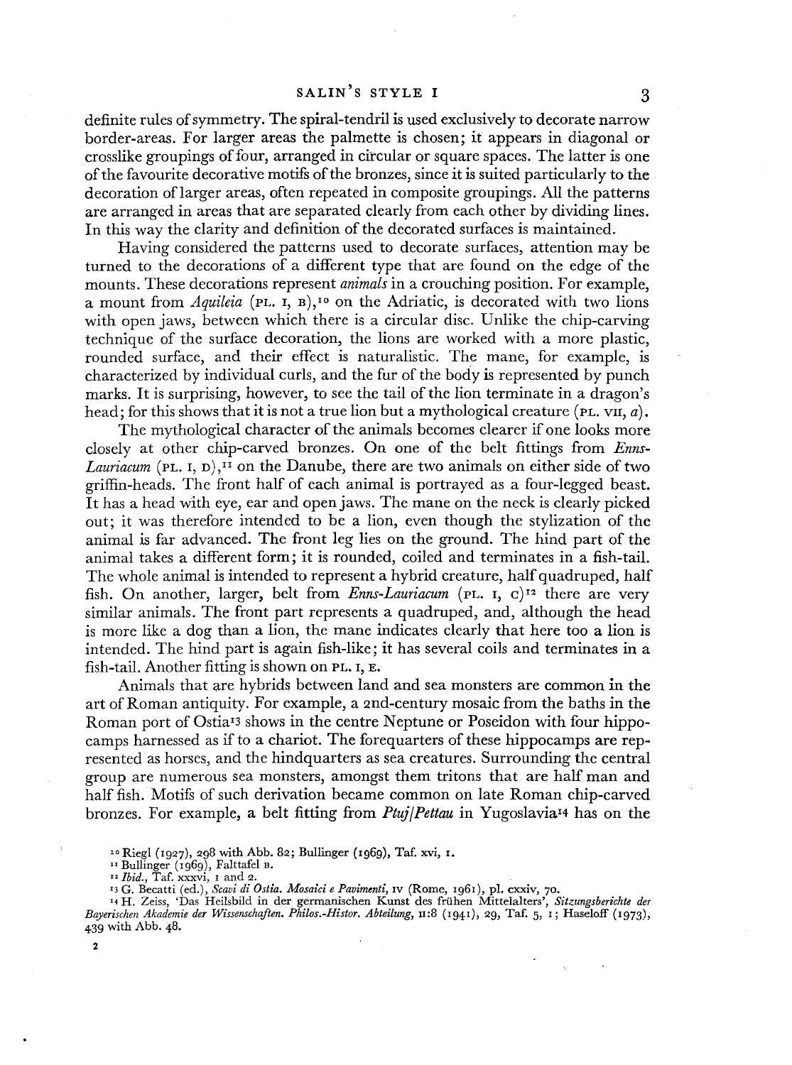definite rules of symmetry. The spiral-tendril is used exclusively to decorate narrow border-areas. For larger areas the palmette is chosen; it appears in diagonal or crosslike groupings of four, arranged in circular or square spaces. The latter is one of the favourite decorative motifs of the bronzes, since it is suited particularly to the decoration of larger areas, often repeated in composite groupings. All the patterns are arranged in areas that are separated clearly from each other by dividing lines. In this way the clarity and definition of the decorated surfaces is maintained.

Having considered the patterns used to decorate surfaces, attention may be turned to the decorations of a different type that are found on the edge of the mounts. These decorations represent *animals* in a crouching position. For example, a mount from *Aquileia* (PL. I, B),[10] on the Adriatic, is decorated with two lions with open jaws, between which there is a circular disc. Unlike the chip-carving technique of the surface decoration, the lions are worked with a more plastic, rounded surface, and their effect is naturalistic. The mane, for example, is characterized by individual curls, and the fur of the body is represented by punch marks. It is surprising, however, to see the tail of the lion terminate in a dragon's head; for this shows that it is not a true lion but a mythological creature (PL. VII, *a*).

The mythological character of the animals becomes clearer if one looks more closely at other chip-carved bronzes. On one of the belt fittings from *Enns-Lauriacum* (PL. I, D),[11] on the Danube, there are two animals on either side of two griffin-heads. The front half of each animal is portrayed as a four-legged beast. It has a head with eye, ear and open jaws. The mane on the neck is clearly picked out; it was therefore intended to be a lion, even though the stylization of the animal is far advanced. The front leg lies on the ground. The hind part of the animal takes a different form; it is rounded, coiled and terminates in a fish-tail. The whole animal is intended to represent a hybrid creature, half quadruped, half fish. On another, larger, belt from *Enns-Lauriacum* (PL. I, C)[12] there are very similar animals. The front part represents a quadruped, and, although the head is more like a dog than a lion, the mane indicates clearly that here too a lion is intended. The hind part is again fish-like; it has several coils and terminates in a fish-tail. Another fitting is shown on PL. I, E.

Animals that are hybrids between land and sea monsters are common in the art of Roman antiquity. For example, a 2nd-century mosaic from the baths in the Roman port of Ostia[13] shows in the centre Neptune or Poseidon with four hippocamps harnessed as if to a chariot. The forequarters of these hippocamps are represented as horses, and the hindquarters as sea creatures. Surrounding the central group are numerous sea monsters, amongst them tritons that are half man and half fish. Motifs of such derivation became common on late Roman chip-carved bronzes. For example, a belt fitting from *Ptuj/Pettau* in Yugoslavia[14] has on the

[10] Riegl (1927), 298 with Abb. 82; Bullinger (1969), Taf. xvi, 1.

[11] Bullinger (1969), Falttafel B.

[12] *Ibid.*, Taf. xxxvi, 1 and 2.

[13] G. Becatti (ed.), *Scavi di Ostia. Mosaici e Pavimenti*, IV (Rome, 1961), pl. cxxiv, 70.

[14] H. Zeiss, 'Das Heilsbild in der germanischen Kunst des frühen Mittelalters', *Sitzungsberichte der Bayerischen Akademie der Wissenschaften. Philos.-Histor. Abteilung*, II:8 (1941), 29, Taf. 5, 1; Haseloff (1973), 439 with Abb. 48.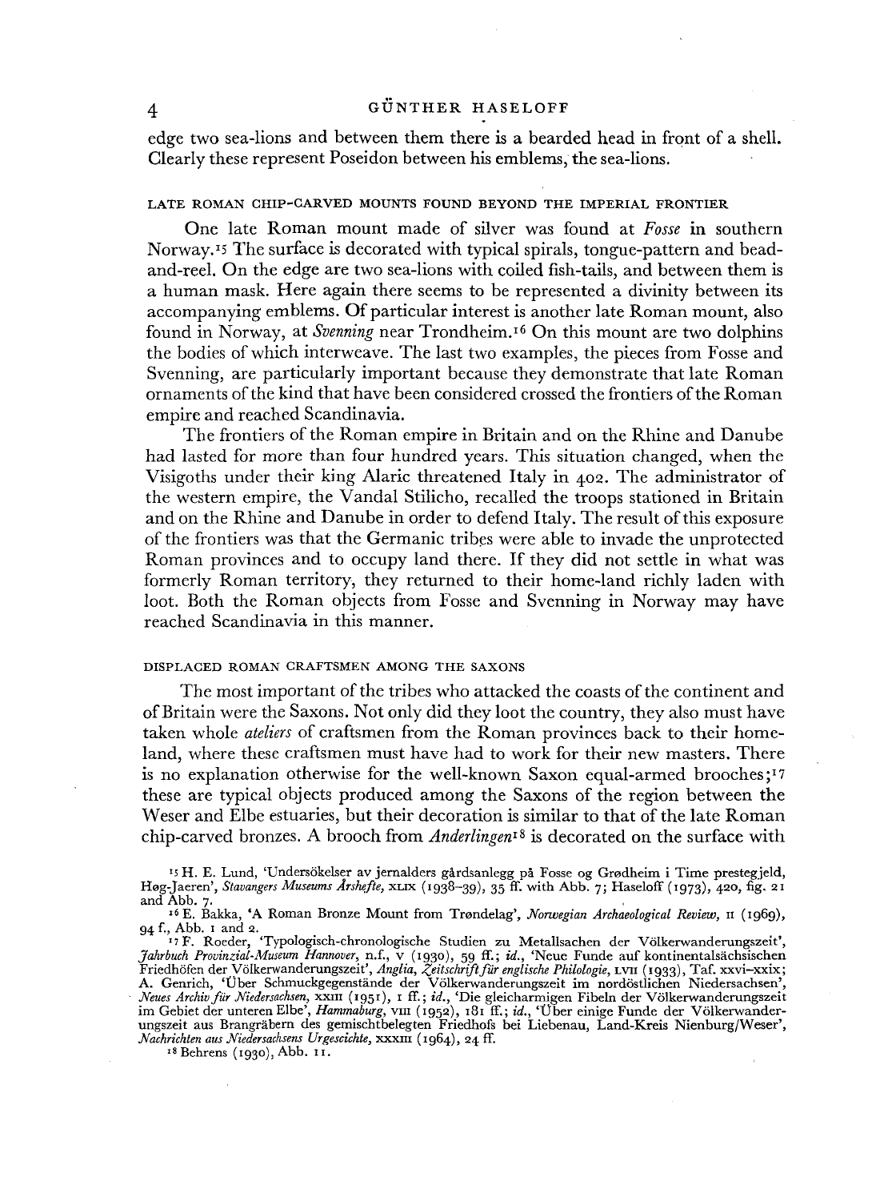edge two sea-lions and between them there is a bearded head in front of a shell. Clearly these represent Poseidon between his emblems, the sea-lions.

## LATE ROMAN CHIP-CARVED MOUNTS FOUND BEYOND THE IMPERIAL FRONTIER

One late Roman mount made of silver was found at *Fosse* in southern Norway.[15] The surface is decorated with typical spirals, tongue-pattern and bead-and-reel. On the edge are two sea-lions with coiled fish-tails, and between them is a human mask. Here again there seems to be represented a divinity between its accompanying emblems. Of particular interest is another late Roman mount, also found in Norway, at *Svenning* near Trondheim.[16] On this mount are two dolphins the bodies of which interweave. The last two examples, the pieces from Fosse and Svenning, are particularly important because they demonstrate that late Roman ornaments of the kind that have been considered crossed the frontiers of the Roman empire and reached Scandinavia.

The frontiers of the Roman empire in Britain and on the Rhine and Danube had lasted for more than four hundred years. This situation changed, when the Visigoths under their king Alaric threatened Italy in 402. The administrator of the western empire, the Vandal Stilicho, recalled the troops stationed in Britain and on the Rhine and Danube in order to defend Italy. The result of this exposure of the frontiers was that the Germanic tribes were able to invade the unprotected Roman provinces and to occupy land there. If they did not settle in what was formerly Roman territory, they returned to their home-land richly laden with loot. Both the Roman objects from Fosse and Svenning in Norway may have reached Scandinavia in this manner.

## DISPLACED ROMAN CRAFTSMEN AMONG THE SAXONS

The most important of the tribes who attacked the coasts of the continent and of Britain were the Saxons. Not only did they loot the country, they also must have taken whole *ateliers* of craftsmen from the Roman provinces back to their home-land, where these craftsmen must have had to work for their new masters. There is no explanation otherwise for the well-known Saxon equal-armed brooches;[17] these are typical objects produced among the Saxons of the region between the Weser and Elbe estuaries, but their decoration is similar to that of the late Roman chip-carved bronzes. A brooch from *Anderlingen*[18] is decorated on the surface with

[15] H. E. Lund, 'Undersökelser av jernalders gårdsanlegg på Fosse og Grødheim i Time prestegjeld, Høg-Jaeren', *Stavangers Museums Årshefte*, XLIX (1938–39), 35 ff. with Abb. 7; Haseloff (1973), 420, fig. 21 and Abb. 7.

[16] E. Bakka, 'A Roman Bronze Mount from Trøndelag', *Norwegian Archaeological Review*, II (1969), 94 f., Abb. 1 and 2.

[17] F. Roeder, 'Typologisch-chronologische Studien zu Metallsachen der Völkerwanderungszeit', *Jahrbuch Provinzial-Museum Hannover*, n.f., V (1930), 59 ff.; *id.*, 'Neue Funde auf kontinentalsächsischen Friedhöfen der Völkerwanderungszeit', *Anglia, Zeitschrift für englische Philologie*, LVII (1933), Taf. xxvi–xxix; A. Genrich, 'Über Schmuckgegenstände der Völkerwanderungszeit im nordöstlichen Niedersachsen', *Neues Archiv für Niedersachsen*, XXIII (1951), 1 ff.; *id.*, 'Die gleicharmigen Fibeln der Völkerwanderungszeit im Gebiet der unteren Elbe', *Hammaburg*, VIII (1952), 181 ff.; *id.*, 'Über einige Funde der Völkerwanderungszeit aus Brangräbern des gemischtbelegten Friedhofs bei Liebenau, Land-Kreis Nienburg/Weser', *Nachrichten aus Niedersachsens Urgescichte*, XXXIII (1964), 24 ff.

[18] Behrens (1930), Abb. 11.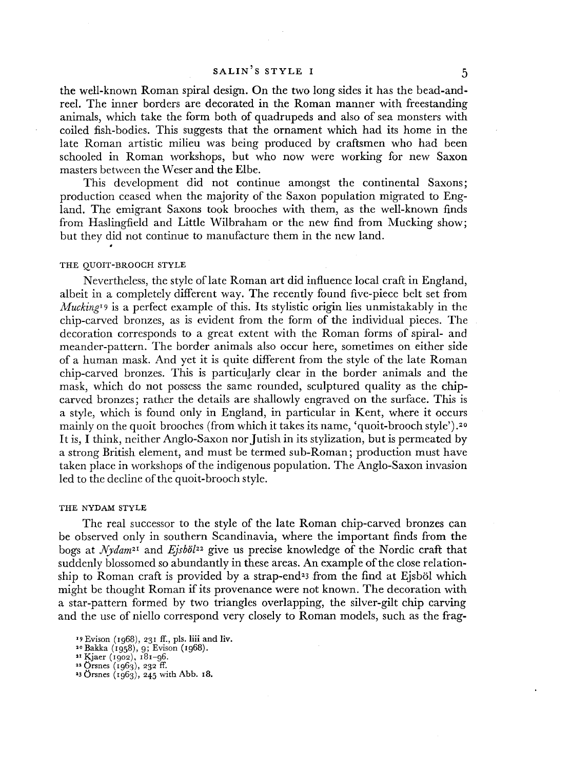the well-known Roman spiral design. On the two long sides it has the bead-and-reel. The inner borders are decorated in the Roman manner with freestanding animals, which take the form both of quadrupeds and also of sea monsters with coiled fish-bodies. This suggests that the ornament which had its home in the late Roman artistic milieu was being produced by craftsmen who had been schooled in Roman workshops, but who now were working for new Saxon masters between the Weser and the Elbe.

This development did not continue amongst the continental Saxons; production ceased when the majority of the Saxon population migrated to England. The emigrant Saxons took brooches with them, as the well-known finds from Haslingfield and Little Wilbraham or the new find from Mucking show; but they did not continue to manufacture them in the new land.

## THE QUOIT-BROOCH STYLE

Nevertheless, the style of late Roman art did influence local craft in England, albeit in a completely different way. The recently found five-piece belt set from *Mucking*[19] is a perfect example of this. Its stylistic origin lies unmistakably in the chip-carved bronzes, as is evident from the form of the individual pieces. The decoration corresponds to a great extent with the Roman forms of spiral- and meander-pattern. The border animals also occur here, sometimes on either side of a human mask. And yet it is quite different from the style of the late Roman chip-carved bronzes. This is particularly clear in the border animals and the mask, which do not possess the same rounded, sculptured quality as the chip-carved bronzes; rather the details are shallowly engraved on the surface. This is a style, which is found only in England, in particular in Kent, where it occurs mainly on the quoit brooches (from which it takes its name, 'quoit-brooch style').[20] It is, I think, neither Anglo-Saxon nor Jutish in its stylization, but is permeated by a strong British element, and must be termed sub-Roman; production must have taken place in workshops of the indigenous population. The Anglo-Saxon invasion led to the decline of the quoit-brooch style.

## THE NYDAM STYLE

The real successor to the style of the late Roman chip-carved bronzes can be observed only in southern Scandinavia, where the important finds from the bogs at *Nydam*[21] and *Ejsböl*[22] give us precise knowledge of the Nordic craft that suddenly blossomed so abundantly in these areas. An example of the close relationship to Roman craft is provided by a strap-end[23] from the find at Ejsböl which might be thought Roman if its provenance were not known. The decoration with a star-pattern formed by two triangles overlapping, the silver-gilt chip carving and the use of niello correspond very closely to Roman models, such as the frag-

[19] Evison (1968), 231 ff., pls. liii and liv.
[20] Bakka (1958), 9; Evison (1968).
[21] Kjaer (1902), 181–96.
[22] Örsnes (1963), 232 ff.
[23] Örsnes (1963), 245 with Abb. 18.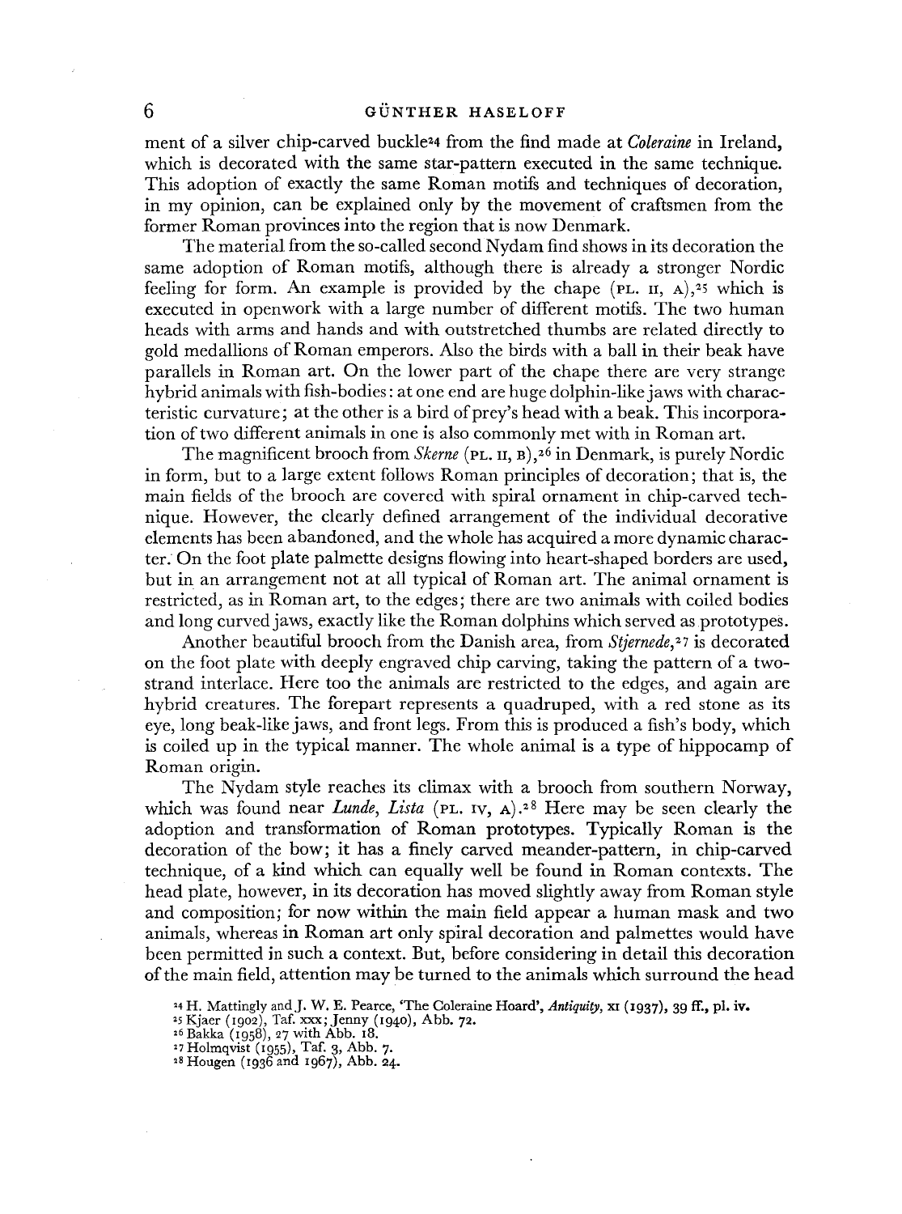ment of a silver chip-carved buckle[24] from the find made at *Coleraine* in Ireland, which is decorated with the same star-pattern executed in the same technique. This adoption of exactly the same Roman motifs and techniques of decoration, in my opinion, can be explained only by the movement of craftsmen from the former Roman provinces into the region that is now Denmark.

The material from the so-called second Nydam find shows in its decoration the same adoption of Roman motifs, although there is already a stronger Nordic feeling for form. An example is provided by the chape (PL. II, A),[25] which is executed in openwork with a large number of different motifs. The two human heads with arms and hands and with outstretched thumbs are related directly to gold medallions of Roman emperors. Also the birds with a ball in their beak have parallels in Roman art. On the lower part of the chape there are very strange hybrid animals with fish-bodies: at one end are huge dolphin-like jaws with characteristic curvature; at the other is a bird of prey's head with a beak. This incorporation of two different animals in one is also commonly met with in Roman art.

The magnificent brooch from *Skerne* (PL. II, B),[26] in Denmark, is purely Nordic in form, but to a large extent follows Roman principles of decoration; that is, the main fields of the brooch are covered with spiral ornament in chip-carved technique. However, the clearly defined arrangement of the individual decorative elements has been abandoned, and the whole has acquired a more dynamic character. On the foot plate palmette designs flowing into heart-shaped borders are used, but in an arrangement not at all typical of Roman art. The animal ornament is restricted, as in Roman art, to the edges; there are two animals with coiled bodies and long curved jaws, exactly like the Roman dolphins which served as prototypes.

Another beautiful brooch from the Danish area, from *Stjernede*,[27] is decorated on the foot plate with deeply engraved chip carving, taking the pattern of a two-strand interlace. Here too the animals are restricted to the edges, and again are hybrid creatures. The forepart represents a quadruped, with a red stone as its eye, long beak-like jaws, and front legs. From this is produced a fish's body, which is coiled up in the typical manner. The whole animal is a type of hippocamp of Roman origin.

The Nydam style reaches its climax with a brooch from southern Norway, which was found near *Lunde, Lista* (PL. IV, A).[28] Here may be seen clearly the adoption and transformation of Roman prototypes. Typically Roman is the decoration of the bow; it has a finely carved meander-pattern, in chip-carved technique, of a kind which can equally well be found in Roman contexts. The head plate, however, in its decoration has moved slightly away from Roman style and composition; for now within the main field appear a human mask and two animals, whereas in Roman art only spiral decoration and palmettes would have been permitted in such a context. But, before considering in detail this decoration of the main field, attention may be turned to the animals which surround the head

[24] H. Mattingly and J. W. E. Pearce, 'The Coleraine Hoard', *Antiquity*, XI (1937), 39 ff., pl. iv.
[25] Kjaer (1902), Taf. xxx; Jenny (1940), Abb. 72.
[26] Bakka (1958), 27 with Abb. 18.
[27] Holmqvist (1955), Taf. 3, Abb. 7.
[28] Hougen (1936 and 1967), Abb. 24.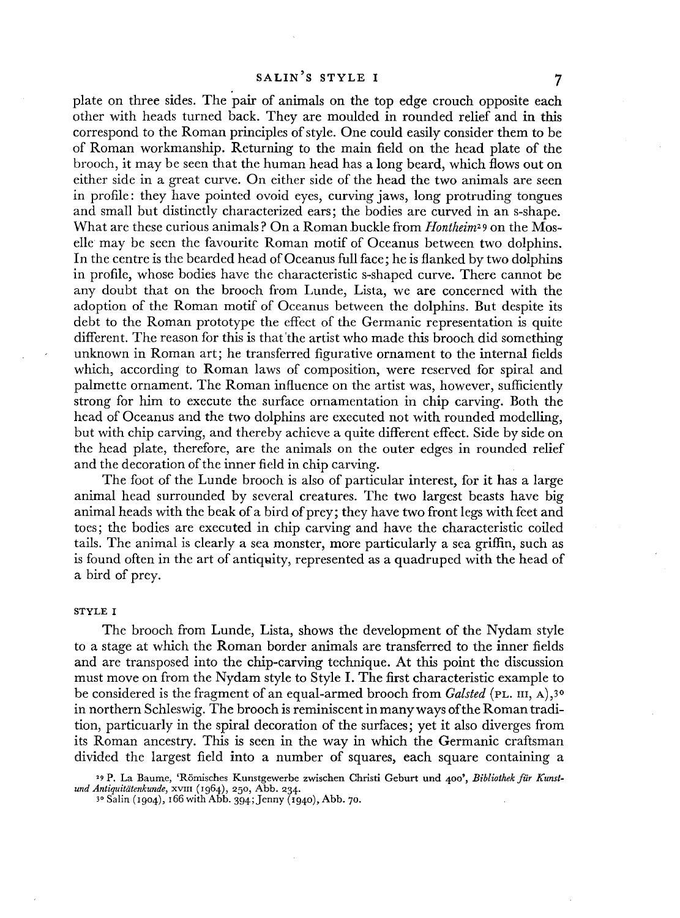plate on three sides. The pair of animals on the top edge crouch opposite each other with heads turned back. They are moulded in rounded relief and in this correspond to the Roman principles of style. One could easily consider them to be of Roman workmanship. Returning to the main field on the head plate of the brooch, it may be seen that the human head has a long beard, which flows out on either side in a great curve. On either side of the head the two animals are seen in profile: they have pointed ovoid eyes, curving jaws, long protruding tongues and small but distinctly characterized ears; the bodies are curved in an s-shape. What are these curious animals? On a Roman buckle from *Hontheim*[29] on the Moselle may be seen the favourite Roman motif of Oceanus between two dolphins. In the centre is the bearded head of Oceanus full face; he is flanked by two dolphins in profile, whose bodies have the characteristic s-shaped curve. There cannot be any doubt that on the brooch from Lunde, Lista, we are concerned with the adoption of the Roman motif of Oceanus between the dolphins. But despite its debt to the Roman prototype the effect of the Germanic representation is quite different. The reason for this is that the artist who made this brooch did something unknown in Roman art; he transferred figurative ornament to the internal fields which, according to Roman laws of composition, were reserved for spiral and palmette ornament. The Roman influence on the artist was, however, sufficiently strong for him to execute the surface ornamentation in chip carving. Both the head of Oceanus and the two dolphins are executed not with rounded modelling, but with chip carving, and thereby achieve a quite different effect. Side by side on the head plate, therefore, are the animals on the outer edges in rounded relief and the decoration of the inner field in chip carving.

The foot of the Lunde brooch is also of particular interest, for it has a large animal head surrounded by several creatures. The two largest beasts have big animal heads with the beak of a bird of prey; they have two front legs with feet and toes; the bodies are executed in chip carving and have the characteristic coiled tails. The animal is clearly a sea monster, more particularly a sea griffin, such as is found often in the art of antiquity, represented as a quadruped with the head of a bird of prey.

## STYLE I

The brooch from Lunde, Lista, shows the development of the Nydam style to a stage at which the Roman border animals are transferred to the inner fields and are transposed into the chip-carving technique. At this point the discussion must move on from the Nydam style to Style I. The first characteristic example to be considered is the fragment of an equal-armed brooch from *Galsted* (PL. III, A),[30] in northern Schleswig. The brooch is reminiscent in many ways of the Roman tradition, particularly in the spiral decoration of the surfaces; yet it also diverges from its Roman ancestry. This is seen in the way in which the Germanic craftsman divided the largest field into a number of squares, each square containing a

[29] P. La Baume, 'Römisches Kunstgewerbe zwischen Christi Geburt und 400', *Bibliothek für Kunst- und Antiquitätenkunde*, XVIII (1964), 250, Abb. 234.

[30] Salin (1904), 166 with Abb. 394; Jenny (1940), Abb. 70.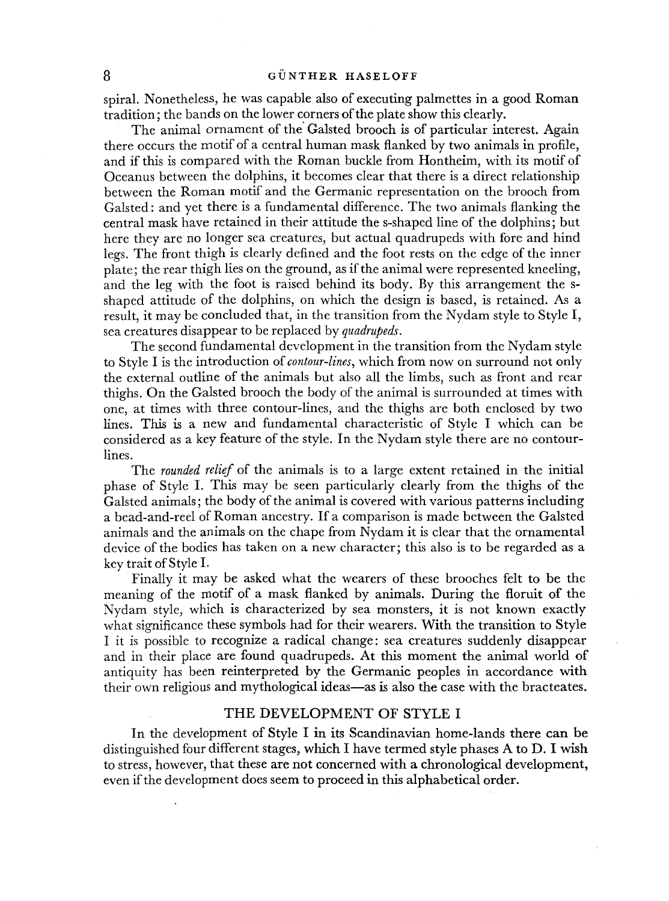spiral. Nonetheless, he was capable also of executing palmettes in a good Roman tradition; the bands on the lower corners of the plate show this clearly.

The animal ornament of the Galsted brooch is of particular interest. Again there occurs the motif of a central human mask flanked by two animals in profile, and if this is compared with the Roman buckle from Hontheim, with its motif of Oceanus between the dolphins, it becomes clear that there is a direct relationship between the Roman motif and the Germanic representation on the brooch from Galsted: and yet there is a fundamental difference. The two animals flanking the central mask have retained in their attitude the s-shaped line of the dolphins; but here they are no longer sea creatures, but actual quadrupeds with fore and hind legs. The front thigh is clearly defined and the foot rests on the edge of the inner plate; the rear thigh lies on the ground, as if the animal were represented kneeling, and the leg with the foot is raised behind its body. By this arrangement the s-shaped attitude of the dolphins, on which the design is based, is retained. As a result, it may be concluded that, in the transition from the Nydam style to Style I, sea creatures disappear to be replaced by *quadrupeds*.

The second fundamental development in the transition from the Nydam style to Style I is the introduction of *contour-lines*, which from now on surround not only the external outline of the animals but also all the limbs, such as front and rear thighs. On the Galsted brooch the body of the animal is surrounded at times with one, at times with three contour-lines, and the thighs are both enclosed by two lines. This is a new and fundamental characteristic of Style I which can be considered as a key feature of the style. In the Nydam style there are no contour-lines.

The *rounded relief* of the animals is to a large extent retained in the initial phase of Style I. This may be seen particularly clearly from the thighs of the Galsted animals; the body of the animal is covered with various patterns including a bead-and-reel of Roman ancestry. If a comparison is made between the Galsted animals and the animals on the chape from Nydam it is clear that the ornamental device of the bodies has taken on a new character; this also is to be regarded as a key trait of Style I.

Finally it may be asked what the wearers of these brooches felt to be the meaning of the motif of a mask flanked by animals. During the floruit of the Nydam style, which is characterized by sea monsters, it is not known exactly what significance these symbols had for their wearers. With the transition to Style I it is possible to recognize a radical change: sea creatures suddenly disappear and in their place are found quadrupeds. At this moment the animal world of antiquity has been reinterpreted by the Germanic peoples in accordance with their own religious and mythological ideas—as is also the case with the bracteates.

## THE DEVELOPMENT OF STYLE I

In the development of Style I in its Scandinavian home-lands there can be distinguished four different stages, which I have termed style phases A to D. I wish to stress, however, that these are not concerned with a chronological development, even if the development does seem to proceed in this alphabetical order.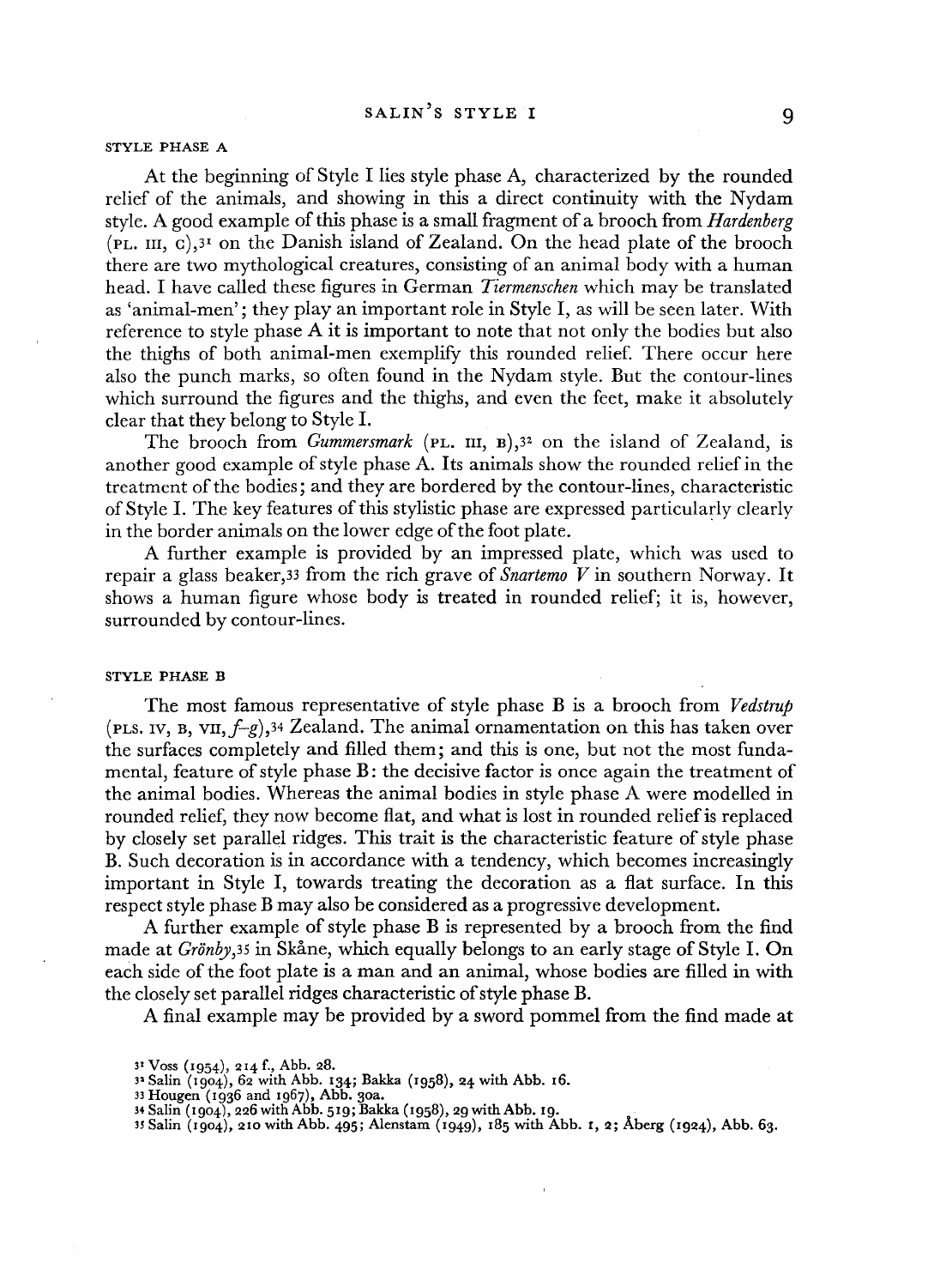### STYLE PHASE A

At the beginning of Style I lies style phase A, characterized by the rounded relief of the animals, and showing in this a direct continuity with the Nydam style. A good example of this phase is a small fragment of a brooch from *Hardenberg* (PL. III, C),[31] on the Danish island of Zealand. On the head plate of the brooch there are two mythological creatures, consisting of an animal body with a human head. I have called these figures in German *Tiermenschen* which may be translated as 'animal-men'; they play an important role in Style I, as will be seen later. With reference to style phase A it is important to note that not only the bodies but also the thighs of both animal-men exemplify this rounded relief. There occur here also the punch marks, so often found in the Nydam style. But the contour-lines which surround the figures and the thighs, and even the feet, make it absolutely clear that they belong to Style I.

The brooch from *Gummersmark* (PL. III, B),[32] on the island of Zealand, is another good example of style phase A. Its animals show the rounded relief in the treatment of the bodies; and they are bordered by the contour-lines, characteristic of Style I. The key features of this stylistic phase are expressed particularly clearly in the border animals on the lower edge of the foot plate.

A further example is provided by an impressed plate, which was used to repair a glass beaker,[33] from the rich grave of *Snartemo V* in southern Norway. It shows a human figure whose body is treated in rounded relief; it is, however, surrounded by contour-lines.

### STYLE PHASE B

The most famous representative of style phase B is a brooch from *Vedstrup* (PLS. IV, B, VII, *f–g*),[34] Zealand. The animal ornamentation on this has taken over the surfaces completely and filled them; and this is one, but not the most fundamental, feature of style phase B: the decisive factor is once again the treatment of the animal bodies. Whereas the animal bodies in style phase A were modelled in rounded relief, they now become flat, and what is lost in rounded relief is replaced by closely set parallel ridges. This trait is the characteristic feature of style phase B. Such decoration is in accordance with a tendency, which becomes increasingly important in Style I, towards treating the decoration as a flat surface. In this respect style phase B may also be considered as a progressive development.

A further example of style phase B is represented by a brooch from the find made at *Grönby*,[35] in Skåne, which equally belongs to an early stage of Style I. On each side of the foot plate is a man and an animal, whose bodies are filled in with the closely set parallel ridges characteristic of style phase B.

A final example may be provided by a sword pommel from the find made at

[31] Voss (1954), 214 f., Abb. 28.

[32] Salin (1904), 62 with Abb. 134; Bakka (1958), 24 with Abb. 16.

[33] Hougen (1936 and 1967), Abb. 30a.

[34] Salin (1904), 226 with Abb. 519; Bakka (1958), 29 with Abb. 19.

[35] Salin (1904), 210 with Abb. 495; Alenstam (1949), 185 with Abb. 1, 2; Åberg (1924), Abb. 63.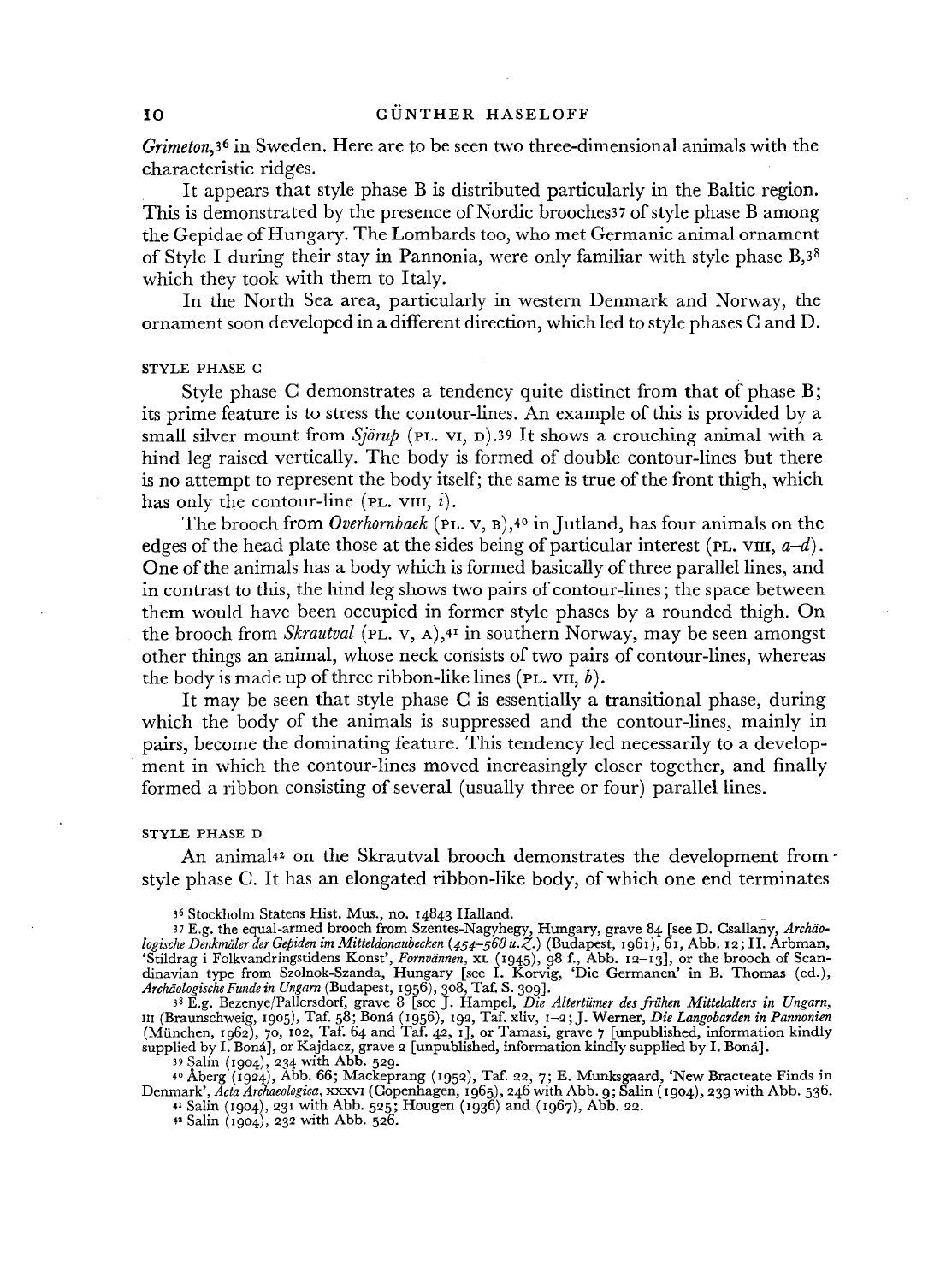*Grimeton*,[36] in Sweden. Here are to be seen two three-dimensional animals with the characteristic ridges.

It appears that style phase B is distributed particularly in the Baltic region. This is demonstrated by the presence of Nordic brooches[37] of style phase B among the Gepidae of Hungary. The Lombards too, who met Germanic animal ornament of Style I during their stay in Pannonia, were only familiar with style phase B,[38] which they took with them to Italy.

In the North Sea area, particularly in western Denmark and Norway, the ornament soon developed in a different direction, which led to style phases C and D.

### STYLE PHASE C

Style phase C demonstrates a tendency quite distinct from that of phase B; its prime feature is to stress the contour-lines. An example of this is provided by a small silver mount from *Sjörup* (PL. VI, D).[39] It shows a crouching animal with a hind leg raised vertically. The body is formed of double contour-lines but there is no attempt to represent the body itself; the same is true of the front thigh, which has only the contour-line (PL. VIII, *i*).

The brooch from *Overhornbaek* (PL. V, B),[40] in Jutland, has four animals on the edges of the head plate those at the sides being of particular interest (PL. VIII, *a–d*). One of the animals has a body which is formed basically of three parallel lines, and in contrast to this, the hind leg shows two pairs of contour-lines; the space between them would have been occupied in former style phases by a rounded thigh. On the brooch from *Skrautval* (PL. V, A),[41] in southern Norway, may be seen amongst other things an animal, whose neck consists of two pairs of contour-lines, whereas the body is made up of three ribbon-like lines (PL. VII, *b*).

It may be seen that style phase C is essentially a transitional phase, during which the body of the animals is suppressed and the contour-lines, mainly in pairs, become the dominating feature. This tendency led necessarily to a development in which the contour-lines moved increasingly closer together, and finally formed a ribbon consisting of several (usually three or four) parallel lines.

### STYLE PHASE D

An animal[42] on the Skrautval brooch demonstrates the development from style phase C. It has an elongated ribbon-like body, of which one end terminates

---

[36] Stockholm Statens Hist. Mus., no. 14843 Halland.

[37] E.g. the equal-armed brooch from Szentes-Nagyhegy, Hungary, grave 84 [see D. Csallany, *Archäologische Denkmäler der Gepiden im Mitteldonaubecken (454–568 u.Z.)* (Budapest, 1961), 61, Abb. 12; H. Arbman, 'Stildrag i Folkvandringstidens Konst', *Fornvännen*, XL (1945), 98 f., Abb. 12–13], or the brooch of Scandinavian type from Szolnok-Szanda, Hungary [see I. Korvig, 'Die Germanen' in B. Thomas (ed.), *Archäologische Funde in Ungarn* (Budapest, 1956), 308, Taf. S. 309].

[38] E.g. Bezenye/Pallersdorf, grave 8 [see J. Hampel, *Die Altertümer des frühen Mittelalters in Ungarn*, III (Braunschweig, 1905), Taf. 58; Boná (1956), 192, Taf. xliv, 1–2; J. Werner, *Die Langobarden in Pannonien* (München, 1962), 70, 102, Taf. 64 and Taf. 42, 1], or Tamasi, grave 7 [unpublished, information kindly supplied by I. Boná], or Kajdacz, grave 2 [unpublished, information kindly supplied by I. Boná].

[39] Salin (1904), 234 with Abb. 529.

[40] Åberg (1924), Abb. 66; Mackeprang (1952), Taf. 22, 7; E. Munksgaard, 'New Bracteate Finds in Denmark', *Acta Archaeologica*, XXXVI (Copenhagen, 1965), 246 with Abb. 9; Salin (1904), 239 with Abb. 536.

[41] Salin (1904), 231 with Abb. 525; Hougen (1936) and (1967), Abb. 22.

[42] Salin (1904), 232 with Abb. 526.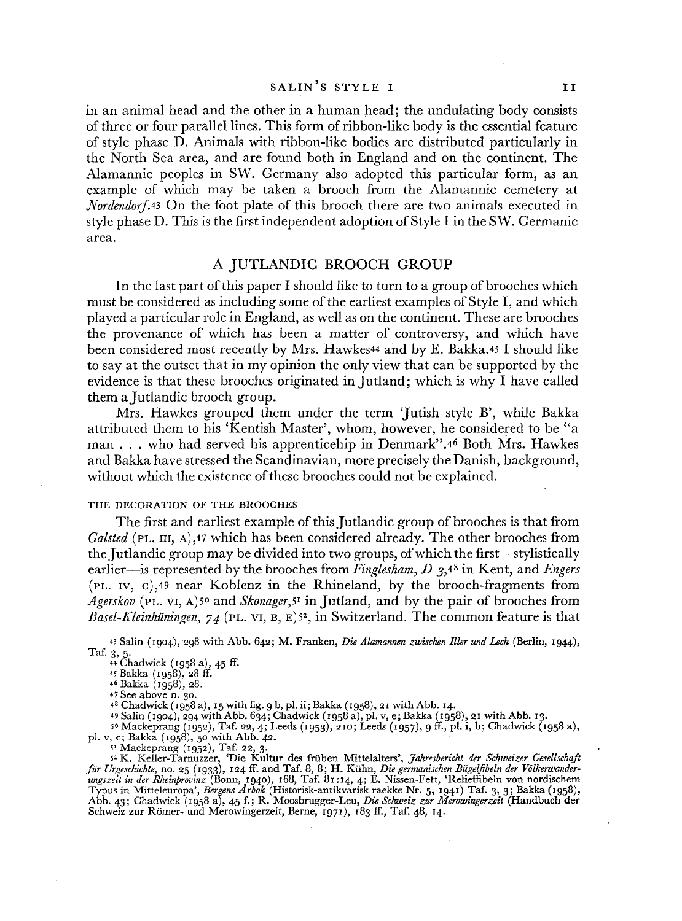in an animal head and the other in a human head; the undulating body consists of three or four parallel lines. This form of ribbon-like body is the essential feature of style phase D. Animals with ribbon-like bodies are distributed particularly in the North Sea area, and are found both in England and on the continent. The Alamannic peoples in SW. Germany also adopted this particular form, as an example of which may be taken a brooch from the Alamannic cemetery at *Nordendorf*.[43] On the foot plate of this brooch there are two animals executed in style phase D. This is the first independent adoption of Style I in the SW. Germanic area.

## A JUTLANDIC BROOCH GROUP

In the last part of this paper I should like to turn to a group of brooches which must be considered as including some of the earliest examples of Style I, and which played a particular role in England, as well as on the continent. These are brooches the provenance of which has been a matter of controversy, and which have been considered most recently by Mrs. Hawkes[44] and by E. Bakka.[45] I should like to say at the outset that in my opinion the only view that can be supported by the evidence is that these brooches originated in Jutland; which is why I have called them a Jutlandic brooch group.

Mrs. Hawkes grouped them under the term 'Jutish style B', while Bakka attributed them to his 'Kentish Master', whom, however, he considered to be "a man . . . who had served his apprenticehip in Denmark".[46] Both Mrs. Hawkes and Bakka have stressed the Scandinavian, more precisely the Danish, background, without which the existence of these brooches could not be explained.

### THE DECORATION OF THE BROOCHES

The first and earliest example of this Jutlandic group of brooches is that from *Galsted* (PL. III, A),[47] which has been considered already. The other brooches from the Jutlandic group may be divided into two groups, of which the first—stylistically earlier—is represented by the brooches from *Finglesham, D 3*,[48] in Kent, and *Engers* (PL. IV, C),[49] near Koblenz in the Rhineland, by the brooch-fragments from *Agerskov* (PL. VI, A)[50] and *Skonager*,[51] in Jutland, and by the pair of brooches from *Basel-Kleinhüningen, 74* (PL. VI, B, E)[52], in Switzerland. The common feature is that

[43] Salin (1904), 298 with Abb. 642; M. Franken, *Die Alamannen zwischen Iller und Lech* (Berlin, 1944), Taf. 3, 5.

[44] Chadwick (1958 a), 45 ff.

[45] Bakka (1958), 28 ff.

[46] Bakka (1958), 28.

[47] See above n. 30.

[48] Chadwick (1958 a), 15 with fig. 9 b, pl. ii; Bakka (1958), 21 with Abb. 14.

[49] Salin (1904), 294 with Abb. 634; Chadwick (1958 a), pl. v, e; Bakka (1958), 21 with Abb. 13.

[50] Mackeprang (1952), Taf. 22, 4; Leeds (1953), 210; Leeds (1957), 9 ff., pl. i, b; Chadwick (1958 a), pl. v, c; Bakka (1958), 50 with Abb. 42.

[51] Mackeprang (1952), Taf. 22, 3.

[52] K. Keller-Tarnuzzer, 'Die Kultur des frühen Mittelalters', *Jahresbericht der Schweizer Gesellschaft für Urgeschichte*, no. 25 (1933), 124 ff. and Taf. 8, 8; H. Kühn, *Die germanischen Bügelfibeln der Völkerwanderungszeit in der Rheinprovinz* (Bonn, 1940), 168, Taf. 81:14, 4; E. Nissen-Fett, 'Relieffibeln von nordischem Typus in Mitteleuropa', *Bergens Årbok* (Historisk-antikvarisk raekke Nr. 5, 1941) Taf. 3, 3; Bakka (1958), Abb. 43; Chadwick (1958 a), 45 f.; R. Moosbrugger-Leu, *Die Schweiz zur Merowingerzeit* (Handbuch der Schweiz zur Römer- und Merowingerzeit, Berne, 1971), 183 ff., Taf. 48, 14.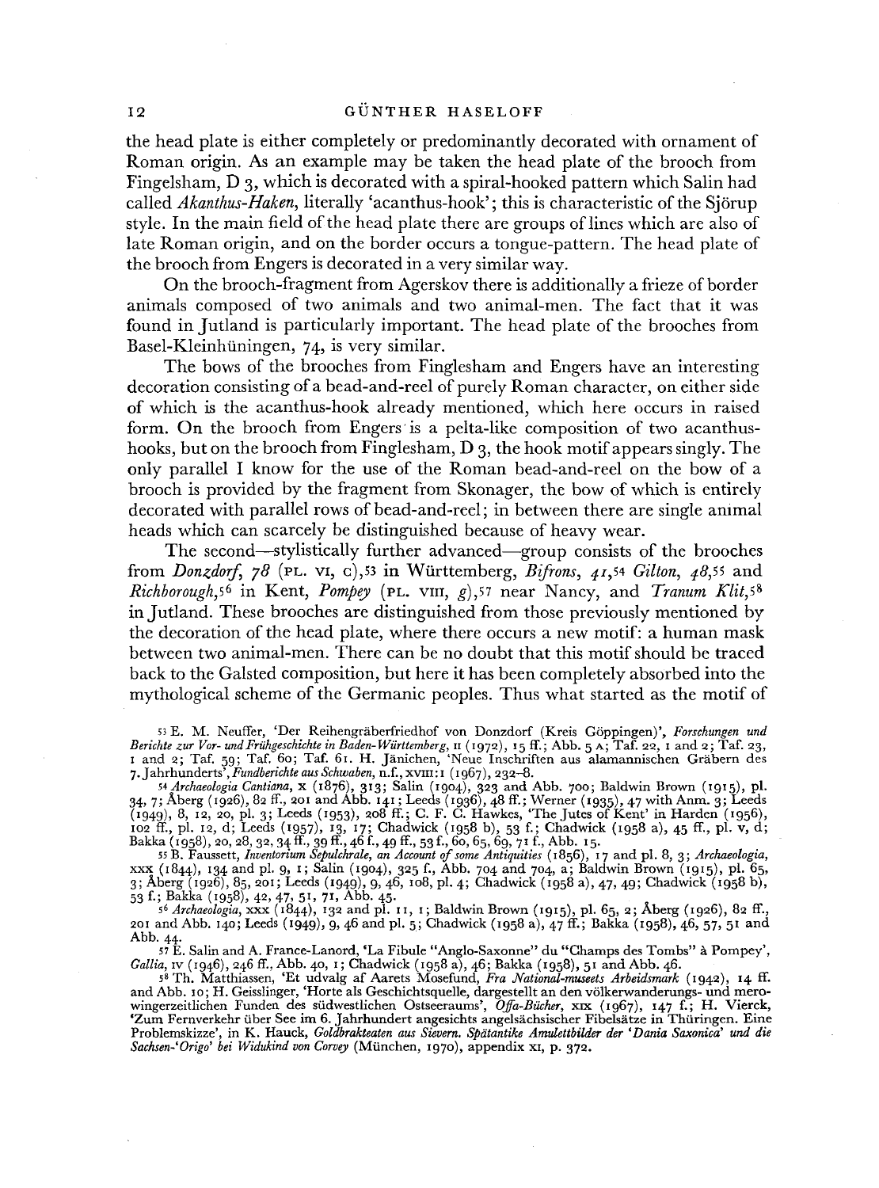the head plate is either completely or predominantly decorated with ornament of Roman origin. As an example may be taken the head plate of the brooch from Fingelsham, D 3, which is decorated with a spiral-hooked pattern which Salin had called *Akanthus-Haken*, literally 'acanthus-hook'; this is characteristic of the Sjörup style. In the main field of the head plate there are groups of lines which are also of late Roman origin, and on the border occurs a tongue-pattern. The head plate of the brooch from Engers is decorated in a very similar way.

On the brooch-fragment from Agerskov there is additionally a frieze of border animals composed of two animals and two animal-men. The fact that it was found in Jutland is particularly important. The head plate of the brooches from Basel-Kleinhüningen, 74, is very similar.

The bows of the brooches from Finglesham and Engers have an interesting decoration consisting of a bead-and-reel of purely Roman character, on either side of which is the acanthus-hook already mentioned, which here occurs in raised form. On the brooch from Engers is a pelta-like composition of two acanthus-hooks, but on the brooch from Finglesham, D 3, the hook motif appears singly. The only parallel I know for the use of the Roman bead-and-reel on the bow of a brooch is provided by the fragment from Skonager, the bow of which is entirely decorated with parallel rows of bead-and-reel; in between there are single animal heads which can scarcely be distinguished because of heavy wear.

The second—stylistically further advanced—group consists of the brooches from *Donzdorf, 78* (PL. VI, c),[53] in Württemberg, *Bifrons, 41*,[54] *Gilton, 48*,[55] and *Richborough*,[56] in Kent, *Pompey* (PL. VIII, *g*),[57] near Nancy, and *Tranum Klit*,[58] in Jutland. These brooches are distinguished from those previously mentioned by the decoration of the head plate, where there occurs a new motif: a human mask between two animal-men. There can be no doubt that this motif should be traced back to the Galsted composition, but here it has been completely absorbed into the mythological scheme of the Germanic peoples. Thus what started as the motif of

[53] E. M. Neuffer, 'Der Reihengräberfriedhof von Donzdorf (Kreis Göppingen)', *Forschungen und Berichte zur Vor- und Frühgeschichte in Baden-Württemberg*, II (1972), 15 ff.; Abb. 5 A; Taf. 22, 1 and 2; Taf. 23, 1 and 2; Taf. 59; Taf. 60; Taf. 61. H. Jänichen, 'Neue Inschriften aus alamannischen Gräbern des 7. Jahrhunderts', *Fundberichte aus Schwaben*, n.f., XVIII:1 (1967), 232–8.

[54] *Archaeologia Cantiana*, X (1876), 313; Salin (1904), 323 and Abb. 700; Baldwin Brown (1915), pl. 34, 7; Åberg (1926), 82 ff., 201 and Abb. 141; Leeds (1936), 48 ff.; Werner (1935), 47 with Anm. 3; Leeds (1949), 8, 12, 20, pl. 3; Leeds (1953), 208 ff.; C. F. C. Hawkes, 'The Jutes of Kent' in Harden (1956), 102 ff., pl. 12, d; Leeds (1957), 13, 17; Chadwick (1958 b), 53 f.; Chadwick (1958 a), 45 ff., pl. v, d; Bakka (1958), 20, 28, 32, 34 ff., 39 ff., 46 f., 49 ff., 53 f., 60, 65, 69, 71 f., Abb. 15.

[55] B. Faussett, *Inventorium Sepulchrale, an Account of some Antiquities* (1856), 17 and pl. 8, 3; *Archaeologia*, XXX (1844), 134 and pl. 9, 1; Salin (1904), 325 f., Abb. 704 and 704, a; Baldwin Brown (1915), pl. 65, 3; Åberg (1926), 85, 201; Leeds (1949), 9, 46, 108, pl. 4; Chadwick (1958 a), 47, 49; Chadwick (1958 b), 53 f.; Bakka (1958), 42, 47, 51, 71, Abb. 45.

[56] *Archaeologia*, XXX (1844), 132 and pl. 11, 1; Baldwin Brown (1915), pl. 65, 2; Åberg (1926), 82 ff., 201 and Abb. 140; Leeds (1949), 9, 46 and pl. 5; Chadwick (1958 a), 47 f.; Bakka (1958), 46, 57, 51 and Abb. 44.

[57] E. Salin and A. France-Lanord, 'La Fibule "Anglo-Saxonne" du "Champs des Tombs" à Pompey', *Gallia*, IV (1946), 246 ff., Abb. 40, 1; Chadwick (1958 a), 46; Bakka (1958), 51 and Abb. 46.

[58] Th. Matthiassen, 'Et udvalg af Aarets Mosefund, *Fra National-museets Arbeidsmark* (1942), 14 ff. and Abb. 10; H. Geisslinger, 'Horte als Geschichtsquelle, dargestellt an den völkerwanderungs- und merowingerzeitlichen Funden des südwestlichen Ostseeraums', *Offa-Bücher*, XIX (1967), 147 f.; H. Vierck, 'Zum Fernverkehr über See im 6. Jahrhundert angesichts angelsächsischer Fibelsätze in Thüringen. Eine Problemskizze', in K. Hauck, *Goldbrakteaten aus Sievern. Spätantike Amulettbilder der 'Dania Saxonica' und die Sachsen-'Origo' bei Widukind von Corvey* (München, 1970), appendix XI, p. 372.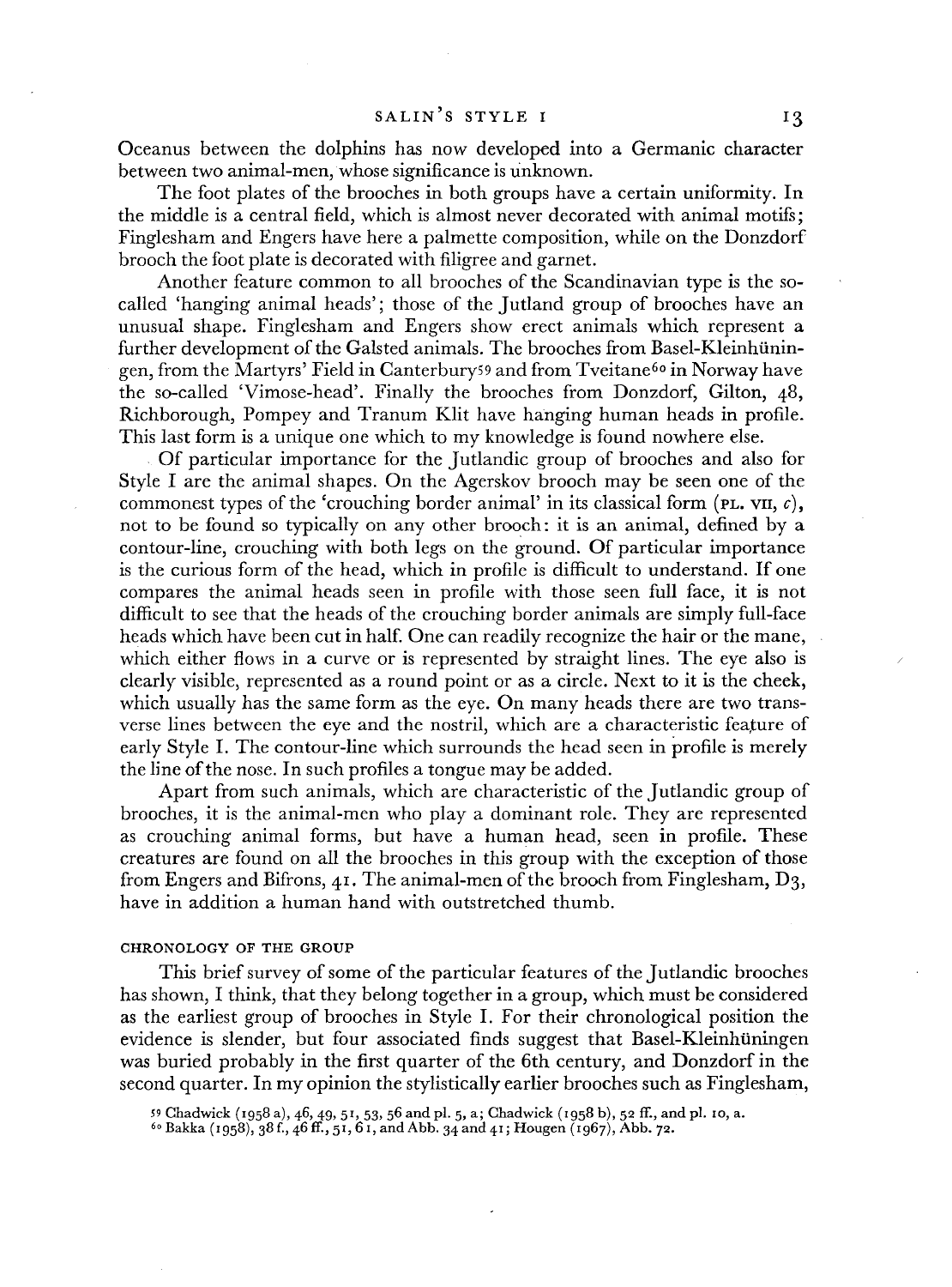Oceanus between the dolphins has now developed into a Germanic character between two animal-men, whose significance is unknown.

The foot plates of the brooches in both groups have a certain uniformity. In the middle is a central field, which is almost never decorated with animal motifs; Finglesham and Engers have here a palmette composition, while on the Donzdorf brooch the foot plate is decorated with filigree and garnet.

Another feature common to all brooches of the Scandinavian type is the so-called 'hanging animal heads'; those of the Jutland group of brooches have an unusual shape. Finglesham and Engers show erect animals which represent a further development of the Galsted animals. The brooches from Basel-Kleinhüningen, from the Martyrs' Field in Canterbury[59] and from Tveitane[60] in Norway have the so-called 'Vimose-head'. Finally the brooches from Donzdorf, Gilton, 48, Richborough, Pompey and Tranum Klit have hanging human heads in profile. This last form is a unique one which to my knowledge is found nowhere else.

Of particular importance for the Jutlandic group of brooches and also for Style I are the animal shapes. On the Agerskov brooch may be seen one of the commonest types of the 'crouching border animal' in its classical form (PL. VII, *c*), not to be found so typically on any other brooch: it is an animal, defined by a contour-line, crouching with both legs on the ground. Of particular importance is the curious form of the head, which in profile is difficult to understand. If one compares the animal heads seen in profile with those seen full face, it is not difficult to see that the heads of the crouching border animals are simply full-face heads which have been cut in half. One can readily recognize the hair or the mane, which either flows in a curve or is represented by straight lines. The eye also is clearly visible, represented as a round point or as a circle. Next to it is the cheek, which usually has the same form as the eye. On many heads there are two transverse lines between the eye and the nostril, which are a characteristic feature of early Style I. The contour-line which surrounds the head seen in profile is merely the line of the nose. In such profiles a tongue may be added.

Apart from such animals, which are characteristic of the Jutlandic group of brooches, it is the animal-men who play a dominant role. They are represented as crouching animal forms, but have a human head, seen in profile. These creatures are found on all the brooches in this group with the exception of those from Engers and Bifrons, 41. The animal-men of the brooch from Finglesham, D3, have in addition a human hand with outstretched thumb.

### CHRONOLOGY OF THE GROUP

This brief survey of some of the particular features of the Jutlandic brooches has shown, I think, that they belong together in a group, which must be considered as the earliest group of brooches in Style I. For their chronological position the evidence is slender, but four associated finds suggest that Basel-Kleinhüningen was buried probably in the first quarter of the 6th century, and Donzdorf in the second quarter. In my opinion the stylistically earlier brooches such as Finglesham,

[59] Chadwick (1958 a), 46, 49, 51, 53, 56 and pl. 5, a; Chadwick (1958 b), 52 ff., and pl. 10, a.

[60] Bakka (1958), 38 f., 46 ff., 51, 61, and Abb. 34 and 41; Hougen (1967), Abb. 72.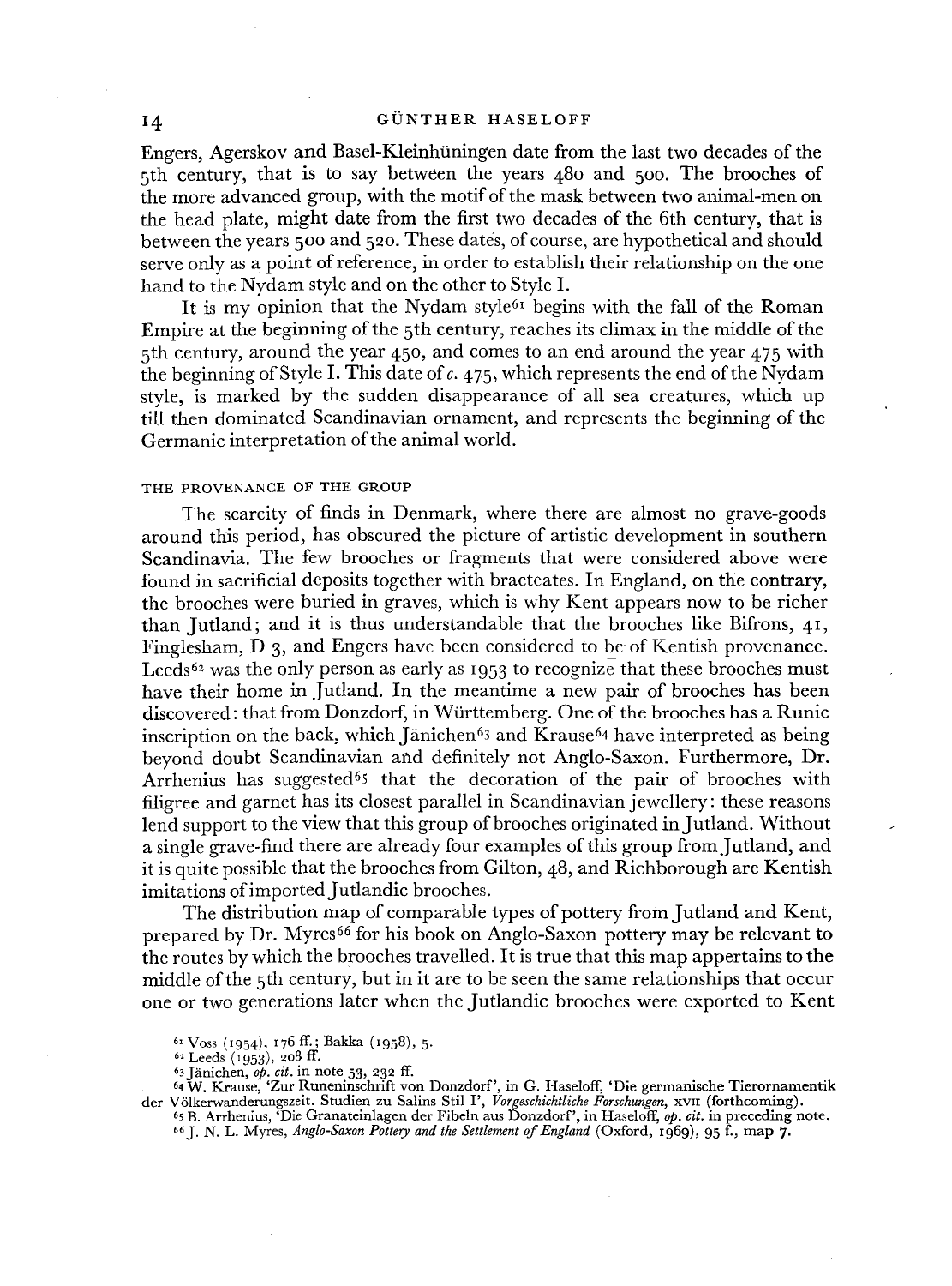Engers, Agerskov and Basel-Kleinhüningen date from the last two decades of the 5th century, that is to say between the years 480 and 500. The brooches of the more advanced group, with the motif of the mask between two animal-men on the head plate, might date from the first two decades of the 6th century, that is between the years 500 and 520. These dates, of course, are hypothetical and should serve only as a point of reference, in order to establish their relationship on the one hand to the Nydam style and on the other to Style I.

It is my opinion that the Nydam style[61] begins with the fall of the Roman Empire at the beginning of the 5th century, reaches its climax in the middle of the 5th century, around the year 450, and comes to an end around the year 475 with the beginning of Style I. This date of *c.* 475, which represents the end of the Nydam style, is marked by the sudden disappearance of all sea creatures, which up till then dominated Scandinavian ornament, and represents the beginning of the Germanic interpretation of the animal world.

## THE PROVENANCE OF THE GROUP

The scarcity of finds in Denmark, where there are almost no grave-goods around this period, has obscured the picture of artistic development in southern Scandinavia. The few brooches or fragments that were considered above were found in sacrificial deposits together with bracteates. In England, on the contrary, the brooches were buried in graves, which is why Kent appears now to be richer than Jutland; and it is thus understandable that the brooches like Bifrons, 41, Finglesham, D 3, and Engers have been considered to be of Kentish provenance. Leeds[62] was the only person as early as 1953 to recognize that these brooches must have their home in Jutland. In the meantime a new pair of brooches has been discovered: that from Donzdorf, in Württemberg. One of the brooches has a Runic inscription on the back, which Jänichen[63] and Krause[64] have interpreted as being beyond doubt Scandinavian and definitely not Anglo-Saxon. Furthermore, Dr. Arrhenius has suggested[65] that the decoration of the pair of brooches with filigree and garnet has its closest parallel in Scandinavian jewellery: these reasons lend support to the view that this group of brooches originated in Jutland. Without a single grave-find there are already four examples of this group from Jutland, and it is quite possible that the brooches from Gilton, 48, and Richborough are Kentish imitations of imported Jutlandic brooches.

The distribution map of comparable types of pottery from Jutland and Kent, prepared by Dr. Myres[66] for his book on Anglo-Saxon pottery may be relevant to the routes by which the brooches travelled. It is true that this map appertains to the middle of the 5th century, but in it are to be seen the same relationships that occur one or two generations later when the Jutlandic brooches were exported to Kent

[61] Voss (1954), 176 ff.; Bakka (1958), 5.

[62] Leeds (1953), 208 ff.

[63] Jänichen, *op. cit.* in note 53, 232 ff.

[64] W. Krause, 'Zur Runeninschrift von Donzdorf', in G. Haseloff, 'Die germanische Tierornamentik der Völkerwanderungszeit. Studien zu Salins Stil I', *Vorgeschichtliche Forschungen*, XVII (forthcoming).

[65] B. Arrhenius, 'Die Granateinlagen der Fibeln aus Donzdorf', in Haseloff, *op. cit.* in preceding note.

[66] J. N. L. Myres, *Anglo-Saxon Pottery and the Settlement of England* (Oxford, 1969), 95 f., map 7.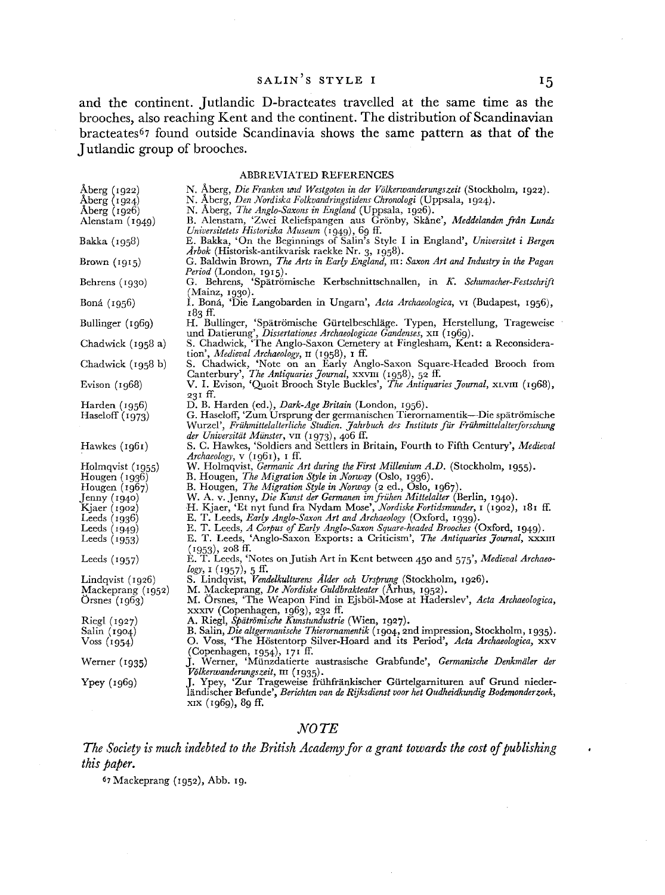and the continent. Jutlandic D-bracteates travelled at the same time as the brooches, also reaching Kent and the continent. The distribution of Scandinavian bracteates[67] found outside Scandinavia shows the same pattern as that of the Jutlandic group of brooches.

## ABBREVIATED REFERENCES

| | |
|---|---|
| Åberg (1922) | N. Åberg, *Die Franken und Westgoten in der Völkerwanderungszeit* (Stockholm, 1922). |
| Åberg (1924) | N. Åberg, *Den Nordiska Folkvandringstidens Chronologi* (Uppsala, 1924). |
| Åberg (1926) | N. Åberg, *The Anglo-Saxons in England* (Uppsala, 1926). |
| Alenstam (1949) | B. Alenstam, 'Zwei Reliefspangen aus Grönby, Skåne', *Meddelanden från Lunds Universitetets Historiska Museum* (1949), 69 ff. |
| Bakka (1958) | E. Bakka, 'On the Beginnings of Salin's Style I in England', *Universitet i Bergen Årbok* (Historisk-antikvarisk raekke Nr. 3, 1958). |
| Brown (1915) | G. Baldwin Brown, *The Arts in Early England*, III: *Saxon Art and Industry in the Pagan Period* (London, 1915). |
| Behrens (1930) | G. Behrens, 'Spätrömische Kerbschnittschnallen, in *K. Schumacher-Festschrift* (Mainz, 1930). |
| Boná (1956) | I. Boná, 'Die Langobarden in Ungarn', *Acta Archaeologica*, VI (Budapest, 1956), 183 ff. |
| Bullinger (1969) | H. Bullinger, 'Spätrömische Gürtelbeschläge. Typen, Herstellung, Trageweise und Datierung', *Dissertationes Archaeologicae Gandenses*, XII (1969). |
| Chadwick (1958 a) | S. Chadwick, 'The Anglo-Saxon Cemetery at Finglesham, Kent: a Reconsideration', *Medieval Archaeology*, II (1958), 1 ff. |
| Chadwick (1958 b) | S. Chadwick, 'Note on an Early Anglo-Saxon Square-Headed Brooch from Canterbury', *The Antiquaries Journal*, XXVIII (1958), 52 ff. |
| Evison (1968) | V. I. Evison, 'Quoit Brooch Style Buckles', *The Antiquaries Journal*, XLVIII (1968), 231 ff. |
| Harden (1956) | D. B. Harden (ed.), *Dark-Age Britain* (London, 1956). |
| Haseloff (1973) | G. Haseloff, 'Zum Ursprung der germanischen Tierornamentik—Die spätrömische Wurzel', *Frühmittelalterliche Studien. Jahrbuch des Instituts für Frühmittelalterforschung der Universität Münster*, VII (1973), 406 ff. |
| Hawkes (1961) | S. C. Hawkes, 'Soldiers and Settlers in Britain, Fourth to Fifth Century', *Medieval Archaeology*, V (1961), 1 ff. |
| Holmqvist (1955) | W. Holmqvist, *Germanic Art during the First Millenium A.D.* (Stockholm, 1955). |
| Hougen (1936) | B. Hougen, *The Migration Style in Norway* (Oslo, 1936). |
| Hougen (1967) | B. Hougen, *The Migration Style in Norway* (2 ed., Oslo, 1967). |
| Jenny (1940) | W. A. v. Jenny, *Die Kunst der Germanen im frühen Mittelalter* (Berlin, 1940). |
| Kjaer (1902) | H. Kjaer, 'Et nyt fund fra Nydam Mose', *Nordiske Fortidsmunder*, I (1902), 181 ff. |
| Leeds (1936) | E. T. Leeds, *Early Anglo-Saxon Art and Archaeology* (Oxford, 1939). |
| Leeds (1949) | E. T. Leeds, *A Corpus of Early Anglo-Saxon Square-headed Brooches* (Oxford, 1949). |
| Leeds (1953) | E. T. Leeds, 'Anglo-Saxon Exports: a Criticism', *The Antiquaries Journal*, XXXIII (1953), 208 ff. |
| Leeds (1957) | E. T. Leeds, 'Notes on Jutish Art in Kent between 450 and 575', *Medieval Archaeology*, I (1957), 5 ff. |
| Lindqvist (1926) | S. Lindqvist, *Vendelkulturens Ålder och Ursprung* (Stockholm, 1926). |
| Mackeprang (1952) | M. Mackeprang, *De Nordiske Guldbrakteater* (Århus, 1952). |
| Örsnes (1963) | M. Örsnes, 'The Weapon Find in Ejsböl-Mose at Haderslev', *Acta Archaeologica*, XXXIV (Copenhagen, 1963), 232 ff. |
| Riegl (1927) | A. Riegl, *Spätrömische Kunstundustrie* (Wien, 1927). |
| Salin (1904) | B. Salin, *Die altgermanische Thierornamentik* (1904, 2nd impression, Stockholm, 1935). |
| Voss (1954) | O. Voss, 'The Höstentorp Silver-Hoard and its Period', *Acta Archaeologica*, XXV (Copenhagen, 1954), 171 ff. |
| Werner (1935) | J. Werner, 'Münzdatierte austrasische Grabfunde', *Germanische Denkmäler der Völkerwanderungszeit*, III (1935). |
| Ypey (1969) | J. Ypey, 'Zur Trageweise frühfränkischer Gürtelgarnituren auf Grund niederländischer Befunde', *Berichten van de Rijksdienst voor het Oudheidkundig Bodemonderzoek*, XIX (1969), 89 ff. |

## *NOTE*

*The Society is much indebted to the British Academy for a grant towards the cost of publishing this paper.*

[67] Mackeprang (1952), Abb. 19.